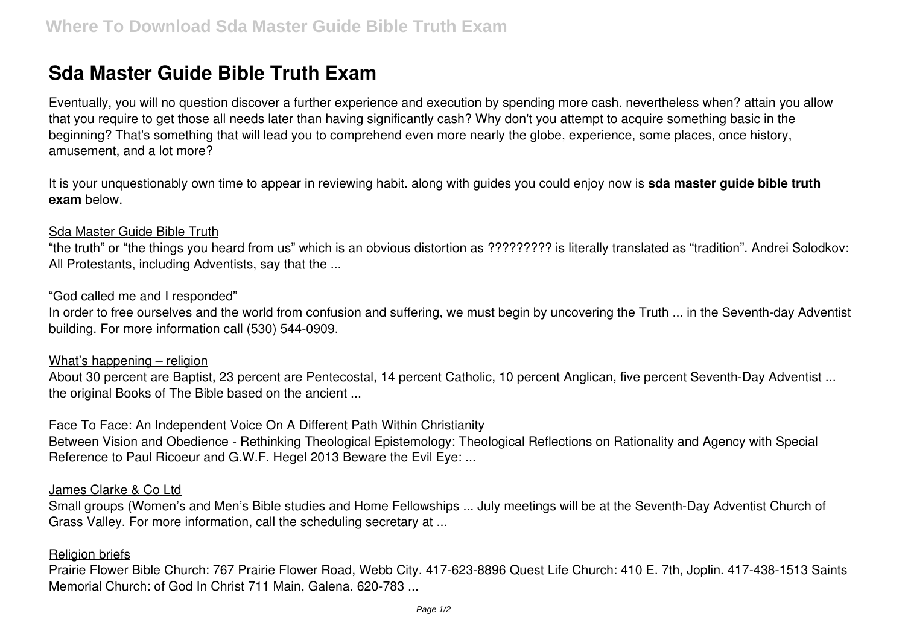# Sda Master Guide Bible Truth Exam

Eventually, you will no question discover a further experience and execution by spending more cash. nevertheless when? attain you allow that you require to get those all needs later than having significantly cash? Why don't you attempt to acquire something basic in the beginning? That's something that will lead you to comprehend even more nearly the globe, experience, some places, once history, amusement, and a lot more?

It is your unquestionably own time to appear in reviewing habit. along with guides you could enjoy now is **sda master guide bible truth exam** below.

Sda Master Guide Bible Truth

"the truth" or "the things you heard from us" which is an obvious distortion as ????????? is literally translated as "tradition". Andrei Solodkov: All Protestants, including Adventists, say that the ...

"God called me and I responded"

In order to free ourselves and the world from confusion and suffering, we must begin by uncovering the Truth ... in the Seventh-day Adventist building. For more information call (530) 544-0909.

What's happening – religion

About 30 percent are Baptist, 23 percent are Pentecostal, 14 percent Catholic, 10 percent Anglican, five percent Seventh-Day Adventist ... the original Books of The Bible based on the ancient ...

Face To Face: An Independent Voice On A Different Path Within Christianity

Between Vision and Obedience - Rethinking Theological Epistemology: Theological Reflections on Rationality and Agency with Special Reference to Paul Ricoeur and G.W.F. Hegel 2013 Beware the Evil Eye: ...

James Clarke & Co Ltd

Small groups (Women's and Men's Bible studies and Home Fellowships ... July meetings will be at the Seventh-Day Adventist Church of Grass Valley. For more information, call the scheduling secretary at ...

Religion briefs

Prairie Flower Bible Church: 767 Prairie Flower Road, Webb City. 417-623-8896 Quest Life Church: 410 E. 7th, Joplin. 417-438-1513 Saints Memorial Church: of God In Christ 711 Main, Galena. 620-783 ...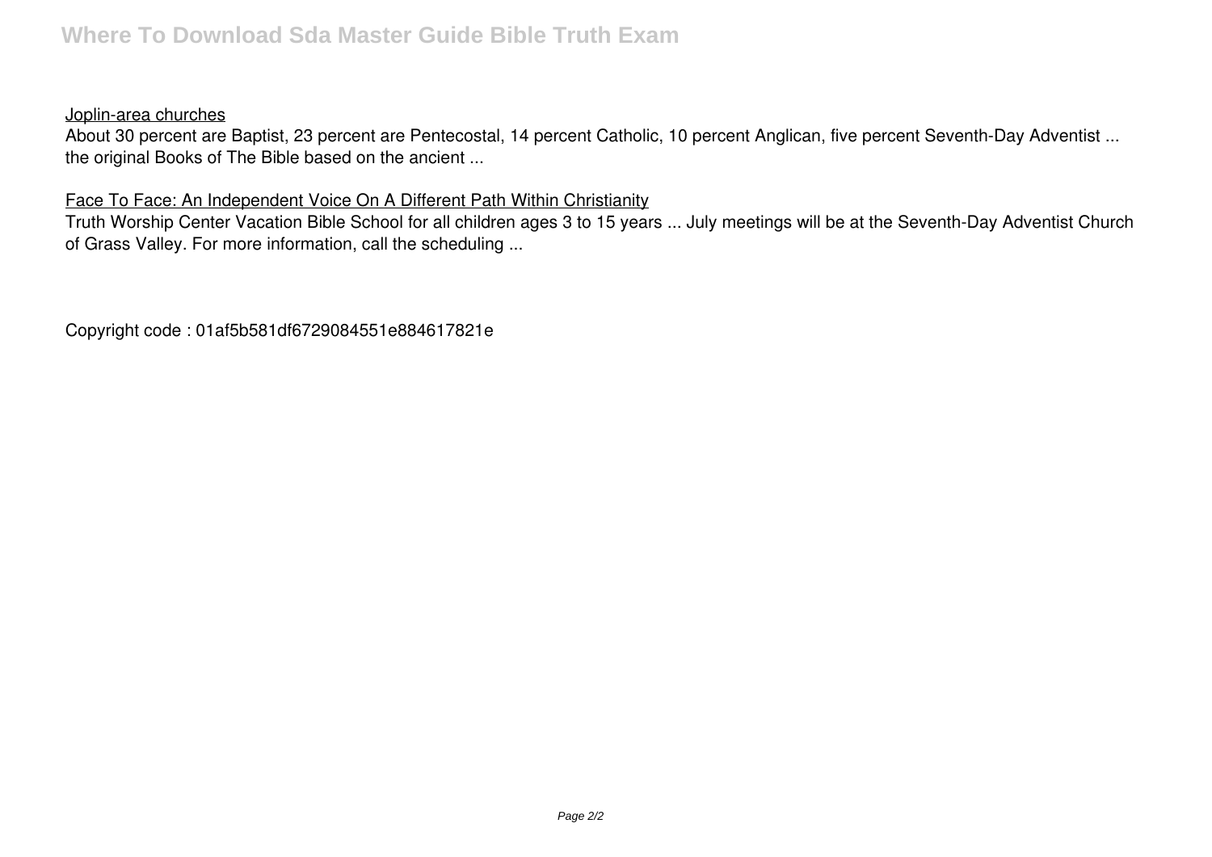Joplin-area churches

About 30 percent are Baptist, 23 percent are Pentecostal, 14 percent Catholic, 10 percent Anglican, five percent Seventh-Day Adventist ... the original Books of The Bible based on the ancient ...

Face To Face: An Independent Voice On A Different Path Within Christianity

Truth Worship Center Vacation Bible School for all children ages 3 to 15 years ... July meetings will be at the Seventh-Day Adventist Church of Grass Valley. For more information, call the scheduling ...

Copyright code : 01af5b581df6729084551e884617821e